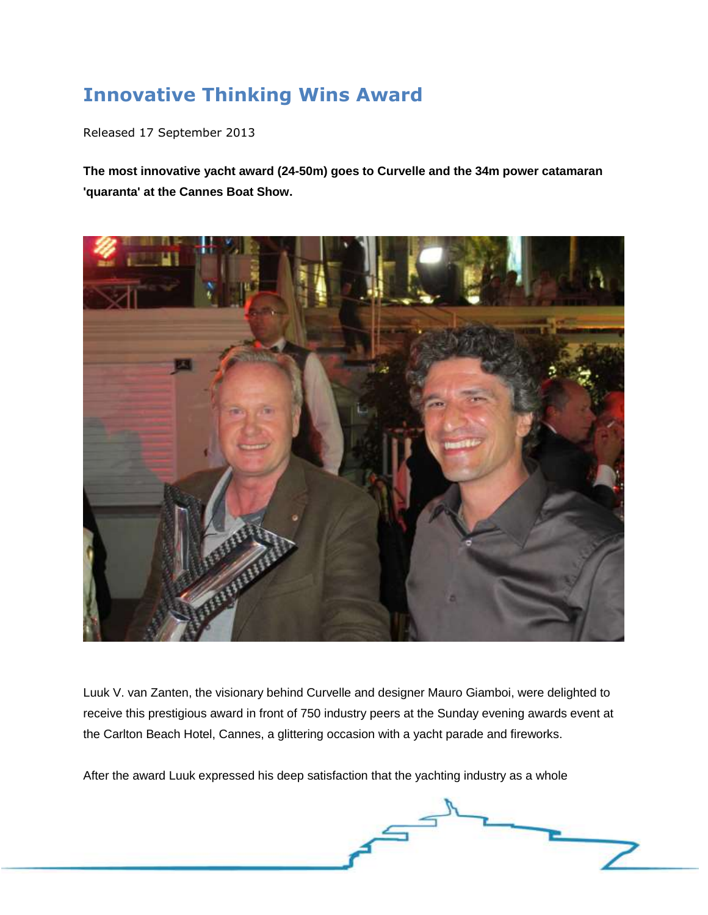# Innovative Thinking Wins Award

Released 17 September 2013

**The most innovative yacht award (24-50m) goes to Curvelle and the 34m power catamaran 'quaranta' at the Cannes Boat Show.**

Luuk V. van Zanten, the visionary behind Curvelle and designer Mauro Giamboi, were delighted to receive this prestigious award in front of 750 industry peers at the Sunday evening awards event at the Carlton Beach Hotel, Cannes, a glittering occasion with a yacht parade and fireworks.

After the award Luuk expressed his deep satisfaction that the yachting industry as a whole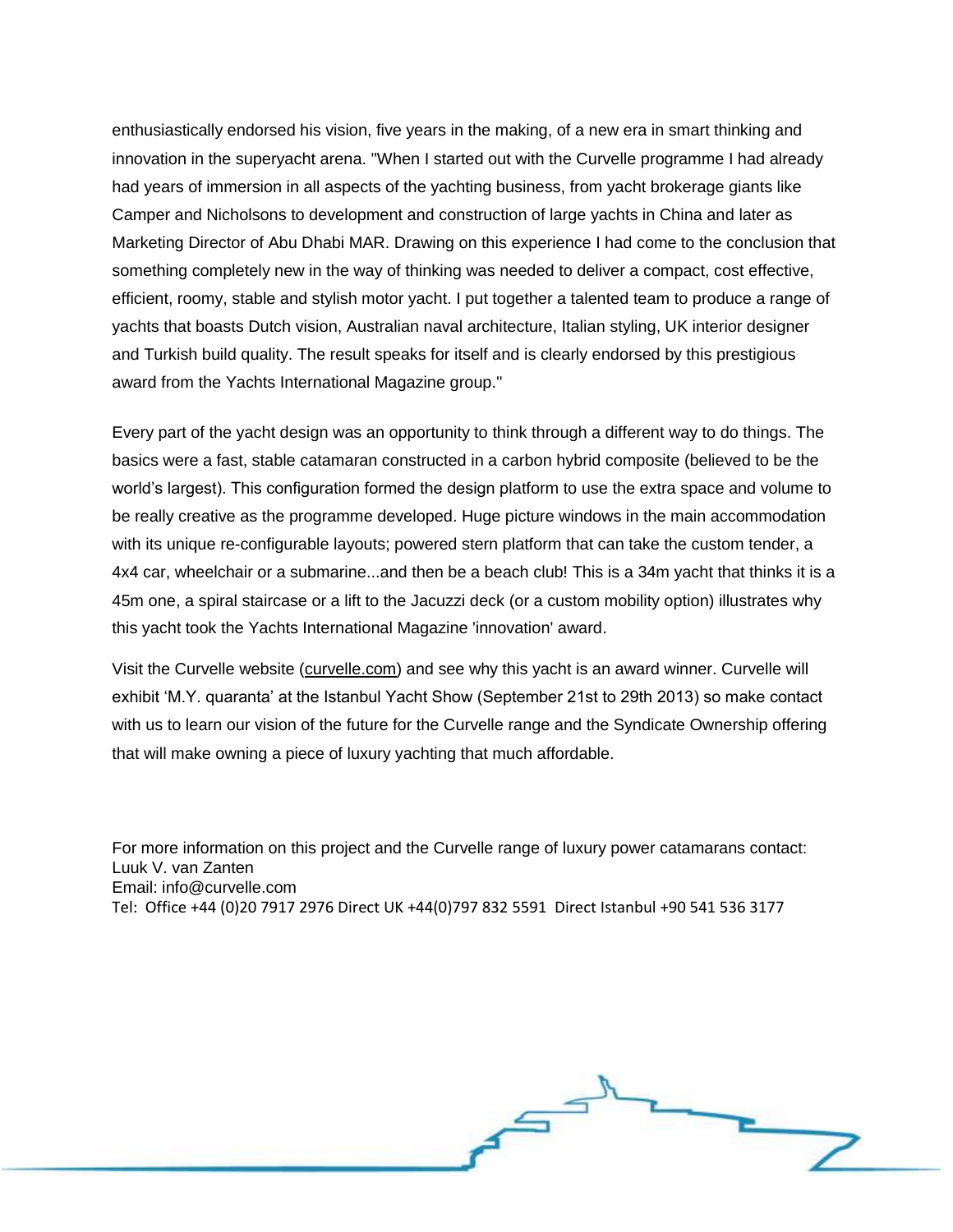enthusiastically endorsed his vision, five years in the making, of a new era in smart thinking and innovation in the superyacht arena. "When I started out with the Curvelle programme I had already had years of immersion in all aspects of the yachting business, from yacht brokerage giants like Camper and Nicholsons to development and construction of large yachts in China and later as Marketing Director of Abu Dhabi MAR. Drawing on this experience I had come to the conclusion that something completely new in the way of thinking was needed to deliver a compact, cost effective, efficient, roomy, stable and stylish motor yacht. I put together a talented team to produce a range of yachts that boasts Dutch vision, Australian naval architecture, Italian styling, UK interior designer and Turkish build quality. The result speaks for itself and is clearly endorsed by this prestigious award from the Yachts International Magazine group."

Every part of the yacht design was an opportunity to think through a different way to do things. The basics were a fast, stable catamaran constructed in a carbon hybrid composite (believed to be the world's largest). This configuration formed the design platform to use the extra space and volume to be really creative as the programme developed. Huge picture windows in the main accommodation with its unique re-configurable layouts; powered stern platform that can take the custom tender, a 4x4 car, wheelchair or a submarine...and then be a beach club! This is a 34m yacht that thinks it is a 45m one, a spiral staircase or a lift to the Jacuzzi deck (or a custom mobility option) illustrates why this yacht took the Yachts International Magazine 'innovation' award.

Visit the Curvelle website (curvelle.com) and see why this yacht is an award winner. Curvelle will exhibit 'M.Y. quaranta' at the Istanbul Yacht Show (September 21st to 29th 2013) so make contact with us to learn our vision of the future for the Curvelle range and the Syndicate Ownership offering that will make owning a piece of luxury yachting that much affordable.

For more information on this project and the Curvelle range of luxury power catamarans contact:
Luuk V. van Zanten
Email: info@curvelle.com
Tel: Office +44 (0)20 7917 2976 Direct UK +44(0)797 832 5591 Direct Istanbul +90 541 536 3177